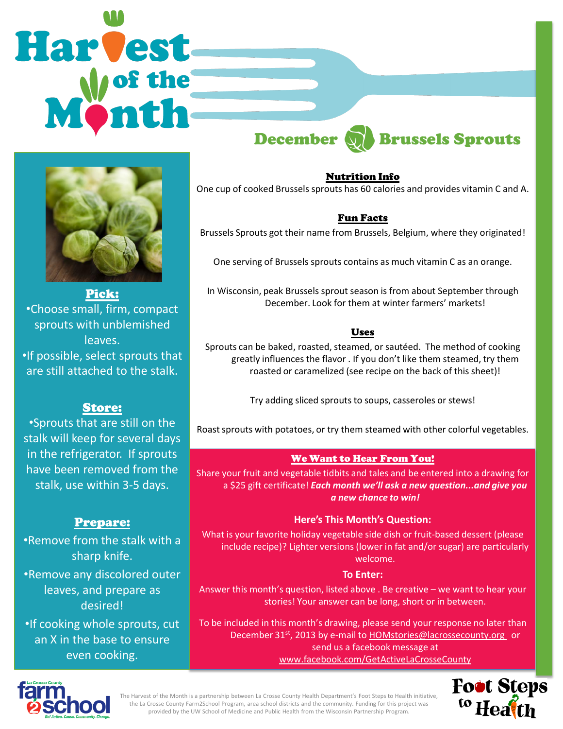# Harvest of the Month

## December Brussels Sprouts

### Pick:

•Choose small, firm, compact sprouts with unblemished leaves.

•If possible, select sprouts that are still attached to the stalk.

### Store:

•Sprouts that are still on the stalk will keep for several days in the refrigerator. If sprouts have been removed from the stalk, use within 3-5 days.

### Prepare:

•Remove from the stalk with a sharp knife.

•Remove any discolored outer leaves, and prepare as desired!

•If cooking whole sprouts, cut an X in the base to ensure even cooking.

### Nutrition Info

One cup of cooked Brussels sprouts has 60 calories and provides vitamin C and A.

### Fun Facts

Brussels Sprouts got their name from Brussels, Belgium, where they originated!

One serving of Brussels sprouts contains as much vitamin C as an orange.

In Wisconsin, peak Brussels sprout season is from about September through December. Look for them at winter farmers' markets!

### Uses

Sprouts can be baked, roasted, steamed, or sautéed. The method of cooking greatly influences the flavor . If you don't like them steamed, try them roasted or caramelized (see recipe on the back of this sheet)!

Try adding sliced sprouts to soups, casseroles or stews!

Roast sprouts with potatoes, or try them steamed with other colorful vegetables.

### We Want to Hear From You!

Share your fruit and vegetable tidbits and tales and be entered into a drawing for a $25 gift certificate! ***Each month we'll ask a new question...and give you a new chance to win!***

**Here's This Month's Question:**

What is your favorite holiday vegetable side dish or fruit-based dessert (please include recipe)? Lighter versions (lower in fat and/or sugar) are particularly welcome.

**To Enter:**

Answer this month's question, listed above . Be creative – we want to hear your stories! Your answer can be long, short or in between.

To be included in this month's drawing, please send your response no later than December 31st, 2013 by e-mail to HOMstories@lacrossecounty.org or send us a facebook message at www.facebook.com/GetActiveLaCrosseCounty

La Crosse County farm2school — Get Active. Cause. Community. Change.

The Harvest of the Month is a partnership between La Crosse County Health Department's Foot Steps to Health initiative, the La Crosse County Farm2School Program, area school districts and the community. Funding for this project was provided by the UW School of Medicine and Public Health from the Wisconsin Partnership Program.

Foot Steps to Health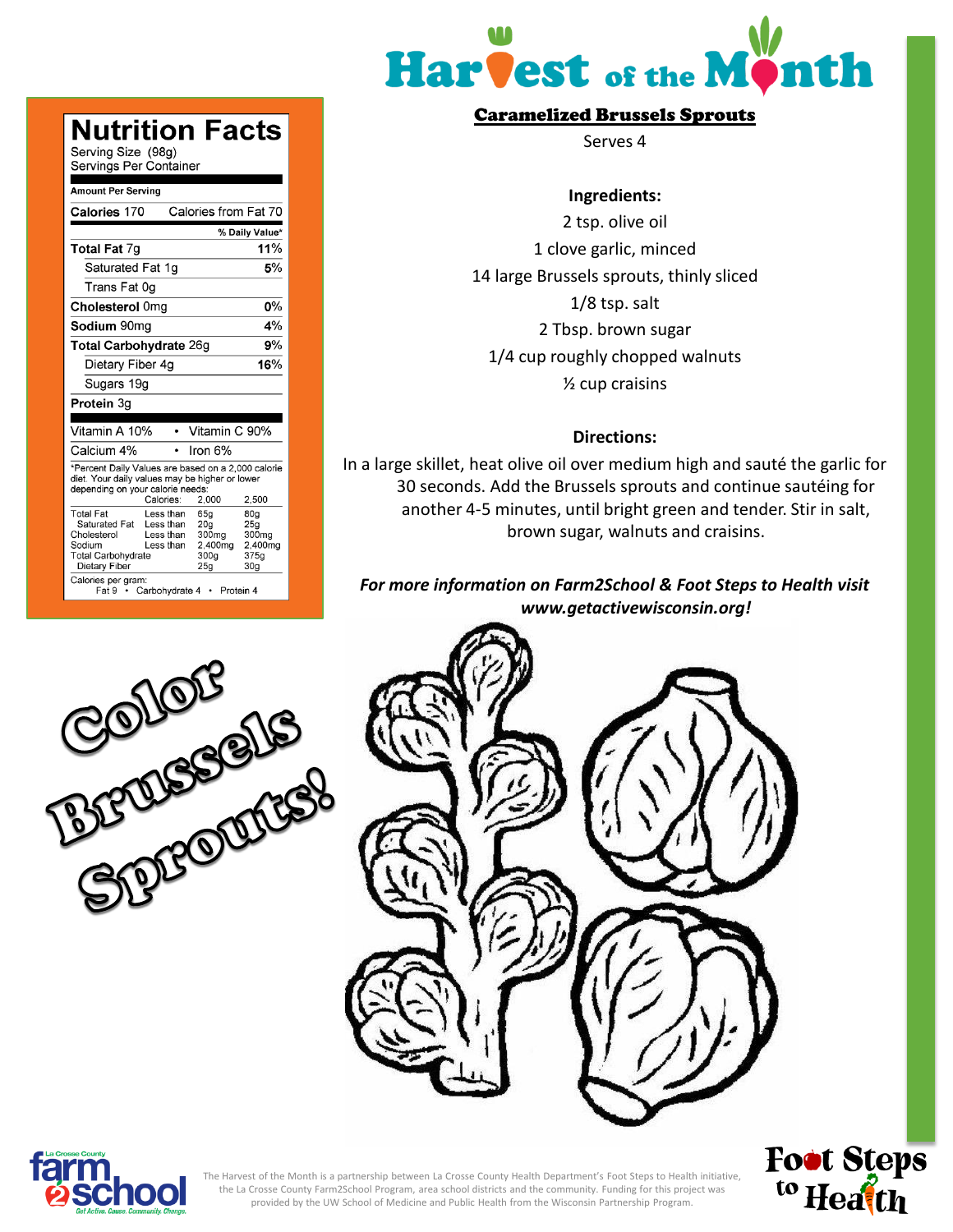# Harvest of the Month

## Caramelized Brussels Sprouts

Serves 4

**Ingredients:**

2 tsp. olive oil
1 clove garlic, minced
14 large Brussels sprouts, thinly sliced
1/8 tsp. salt
2 Tbsp. brown sugar
1/4 cup roughly chopped walnuts
½ cup craisins

**Directions:**

In a large skillet, heat olive oil over medium high and sauté the garlic for 30 seconds. Add the Brussels sprouts and continue sautéing for another 4-5 minutes, until bright green and tender. Stir in salt, brown sugar, walnuts and craisins.

***For more information on Farm2School & Foot Steps to Health visit www.getactivewisconsin.org!***

## Nutrition Facts

Serving Size (98g)
Servings Per Container

| Amount Per Serving | |
|---|---|
| **Calories** 170 | Calories from Fat 70 |
| | **% Daily Value*** |
| **Total Fat** 7g | **11%** |
| Saturated Fat 1g | **5%** |
| Trans Fat 0g | |
| **Cholesterol** 0mg | **0%** |
| **Sodium** 90mg | **4%** |
| **Total Carbohydrate** 26g | **9%** |
| Dietary Fiber 4g | **16%** |
| Sugars 19g | |
| **Protein** 3g | |

| | |
|---|---|
| Vitamin A 10% | • Vitamin C 90% |
| Calcium 4% | • Iron 6% |

*Percent Daily Values are based on a 2,000 calorie diet. Your daily values may be higher or lower depending on your calorie needs:

| | | | |
|---|---|---|---|
| | Calories: | 2,000 | 2,500 |
| Total Fat | Less than | 65g | 80g |
| Saturated Fat | Less than | 20g | 25g |
| Cholesterol | Less than | 300mg | 300mg |
| Sodium | Less than | 2,400mg | 2,400mg |
| Total Carbohydrate | | 300g | 375g |
| Dietary Fiber | | 25g | 30g |

Calories per gram:
Fat 9 • Carbohydrate 4 • Protein 4

Color Brussels Sprouts!

The Harvest of the Month is a partnership between La Crosse County Health Department's Foot Steps to Health initiative, the La Crosse County Farm2School Program, area school districts and the community. Funding for this project was provided by the UW School of Medicine and Public Health from the Wisconsin Partnership Program.